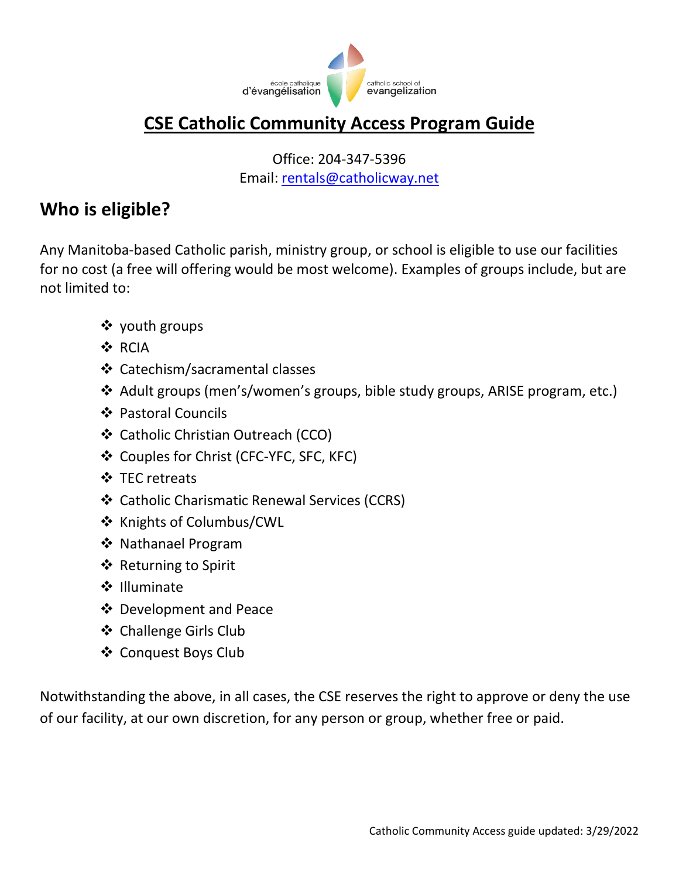école catholique d'évangélisation | catholic school of evangelization

# CSE Catholic Community Access Program Guide

Office: 204-347-5396
Email: rentals@catholicway.net

## Who is eligible?

Any Manitoba-based Catholic parish, ministry group, or school is eligible to use our facilities for no cost (a free will offering would be most welcome). Examples of groups include, but are not limited to:

- youth groups
- RCIA
- Catechism/sacramental classes
- Adult groups (men's/women's groups, bible study groups, ARISE program, etc.)
- Pastoral Councils
- Catholic Christian Outreach (CCO)
- Couples for Christ (CFC-YFC, SFC, KFC)
- TEC retreats
- Catholic Charismatic Renewal Services (CCRS)
- Knights of Columbus/CWL
- Nathanael Program
- Returning to Spirit
- Illuminate
- Development and Peace
- Challenge Girls Club
- Conquest Boys Club

Notwithstanding the above, in all cases, the CSE reserves the right to approve or deny the use of our facility, at our own discretion, for any person or group, whether free or paid.

Catholic Community Access guide updated: 3/29/2022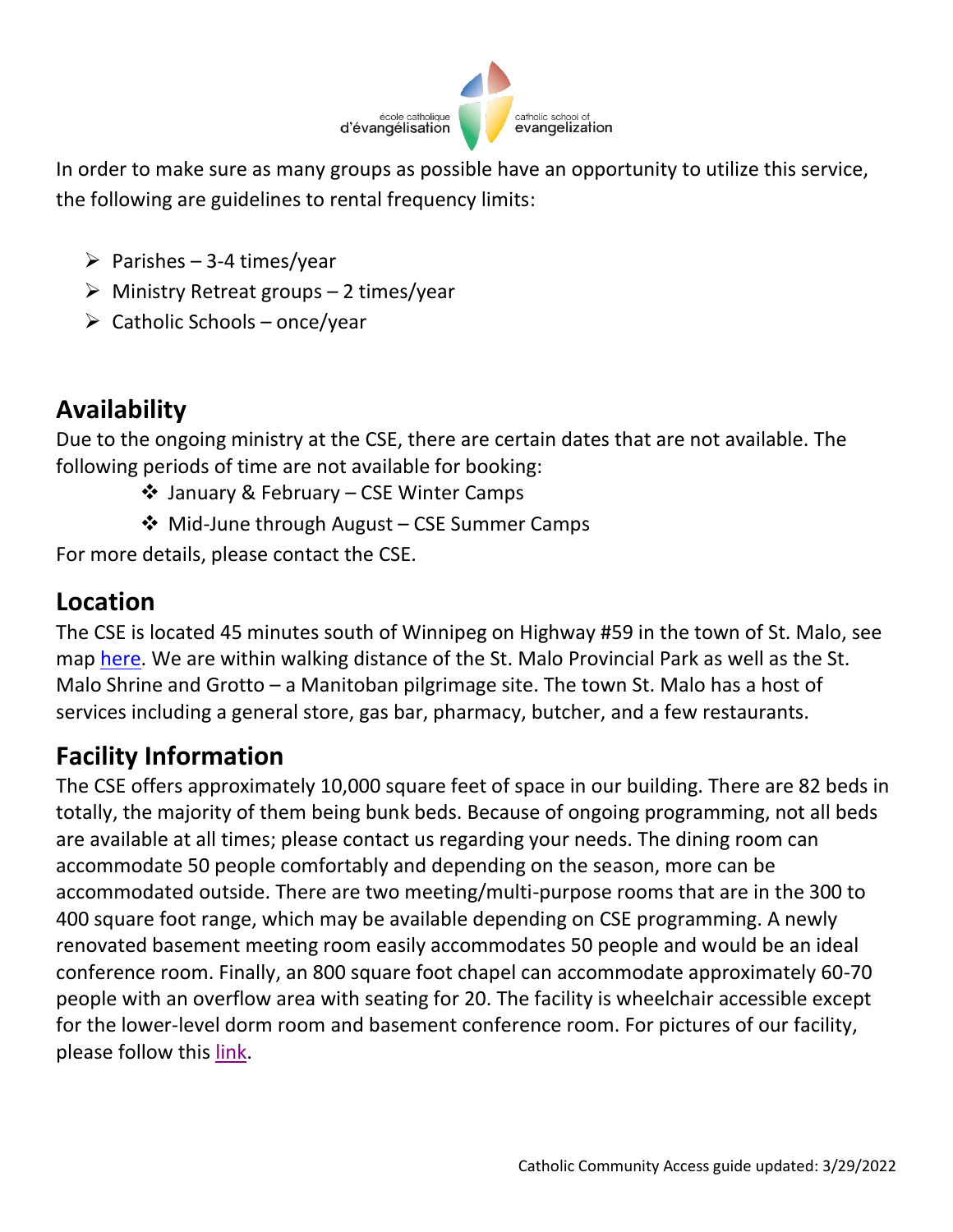In order to make sure as many groups as possible have an opportunity to utilize this service, the following are guidelines to rental frequency limits:

- Parishes – 3-4 times/year
- Ministry Retreat groups – 2 times/year
- Catholic Schools – once/year

## Availability

Due to the ongoing ministry at the CSE, there are certain dates that are not available. The following periods of time are not available for booking:

- January & February – CSE Winter Camps
- Mid-June through August – CSE Summer Camps

For more details, please contact the CSE.

## Location

The CSE is located 45 minutes south of Winnipeg on Highway #59 in the town of St. Malo, see map here. We are within walking distance of the St. Malo Provincial Park as well as the St. Malo Shrine and Grotto – a Manitoban pilgrimage site. The town St. Malo has a host of services including a general store, gas bar, pharmacy, butcher, and a few restaurants.

## Facility Information

The CSE offers approximately 10,000 square feet of space in our building. There are 82 beds in totally, the majority of them being bunk beds. Because of ongoing programming, not all beds are available at all times; please contact us regarding your needs. The dining room can accommodate 50 people comfortably and depending on the season, more can be accommodated outside. There are two meeting/multi-purpose rooms that are in the 300 to 400 square foot range, which may be available depending on CSE programming. A newly renovated basement meeting room easily accommodates 50 people and would be an ideal conference room. Finally, an 800 square foot chapel can accommodate approximately 60-70 people with an overflow area with seating for 20. The facility is wheelchair accessible except for the lower-level dorm room and basement conference room. For pictures of our facility, please follow this link.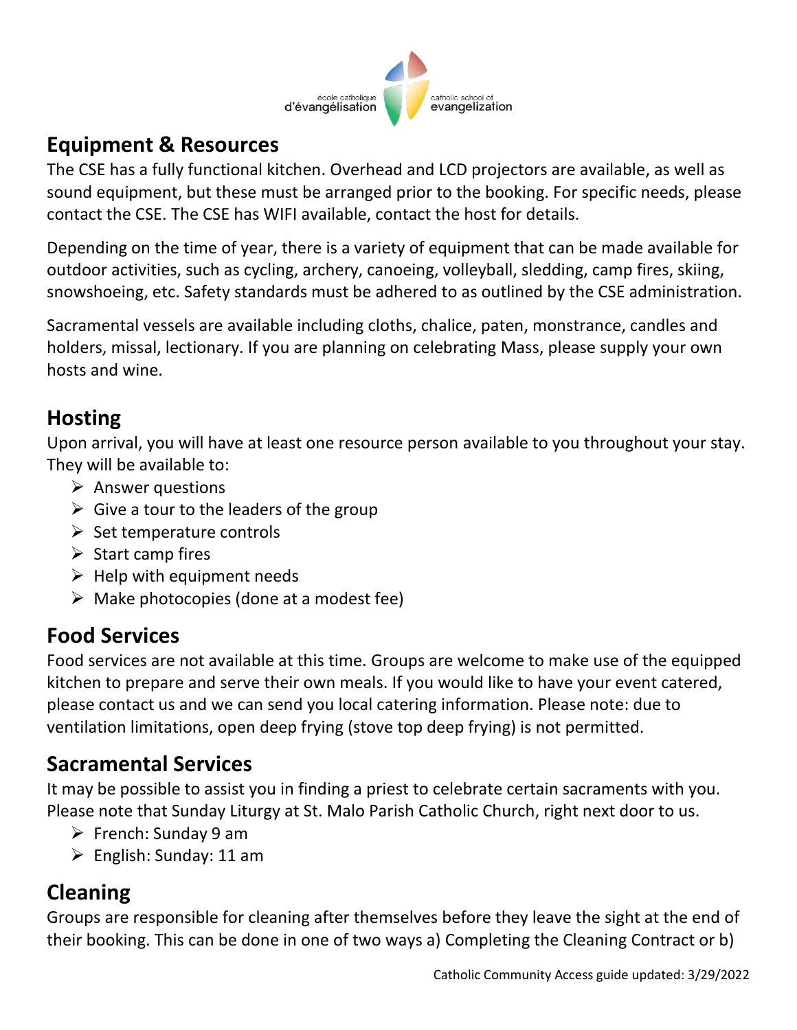## Equipment & Resources

The CSE has a fully functional kitchen. Overhead and LCD projectors are available, as well as sound equipment, but these must be arranged prior to the booking. For specific needs, please contact the CSE. The CSE has WIFI available, contact the host for details.

Depending on the time of year, there is a variety of equipment that can be made available for outdoor activities, such as cycling, archery, canoeing, volleyball, sledding, camp fires, skiing, snowshoeing, etc. Safety standards must be adhered to as outlined by the CSE administration.

Sacramental vessels are available including cloths, chalice, paten, monstrance, candles and holders, missal, lectionary. If you are planning on celebrating Mass, please supply your own hosts and wine.

## Hosting

Upon arrival, you will have at least one resource person available to you throughout your stay. They will be available to:

- Answer questions
- Give a tour to the leaders of the group
- Set temperature controls
- Start camp fires
- Help with equipment needs
- Make photocopies (done at a modest fee)

## Food Services

Food services are not available at this time. Groups are welcome to make use of the equipped kitchen to prepare and serve their own meals. If you would like to have your event catered, please contact us and we can send you local catering information. Please note: due to ventilation limitations, open deep frying (stove top deep frying) is not permitted.

## Sacramental Services

It may be possible to assist you in finding a priest to celebrate certain sacraments with you. Please note that Sunday Liturgy at St. Malo Parish Catholic Church, right next door to us.

- French: Sunday 9 am
- English: Sunday: 11 am

## Cleaning

Groups are responsible for cleaning after themselves before they leave the sight at the end of their booking. This can be done in one of two ways a) Completing the Cleaning Contract or b)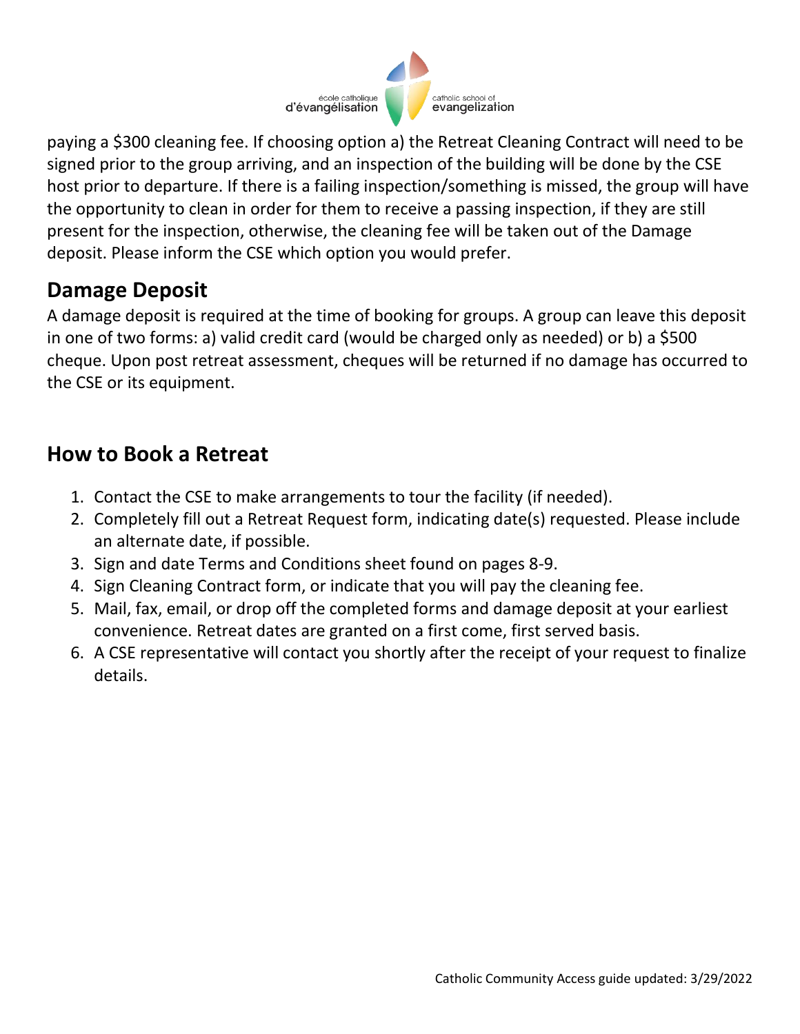paying a $300 cleaning fee. If choosing option a) the Retreat Cleaning Contract will need to be signed prior to the group arriving, and an inspection of the building will be done by the CSE host prior to departure. If there is a failing inspection/something is missed, the group will have the opportunity to clean in order for them to receive a passing inspection, if they are still present for the inspection, otherwise, the cleaning fee will be taken out of the Damage deposit. Please inform the CSE which option you would prefer.

## Damage Deposit

A damage deposit is required at the time of booking for groups. A group can leave this deposit in one of two forms: a) valid credit card (would be charged only as needed) or b) a $500 cheque. Upon post retreat assessment, cheques will be returned if no damage has occurred to the CSE or its equipment.

## How to Book a Retreat

1. Contact the CSE to make arrangements to tour the facility (if needed).
2. Completely fill out a Retreat Request form, indicating date(s) requested. Please include an alternate date, if possible.
3. Sign and date Terms and Conditions sheet found on pages 8-9.
4. Sign Cleaning Contract form, or indicate that you will pay the cleaning fee.
5. Mail, fax, email, or drop off the completed forms and damage deposit at your earliest convenience. Retreat dates are granted on a first come, first served basis.
6. A CSE representative will contact you shortly after the receipt of your request to finalize details.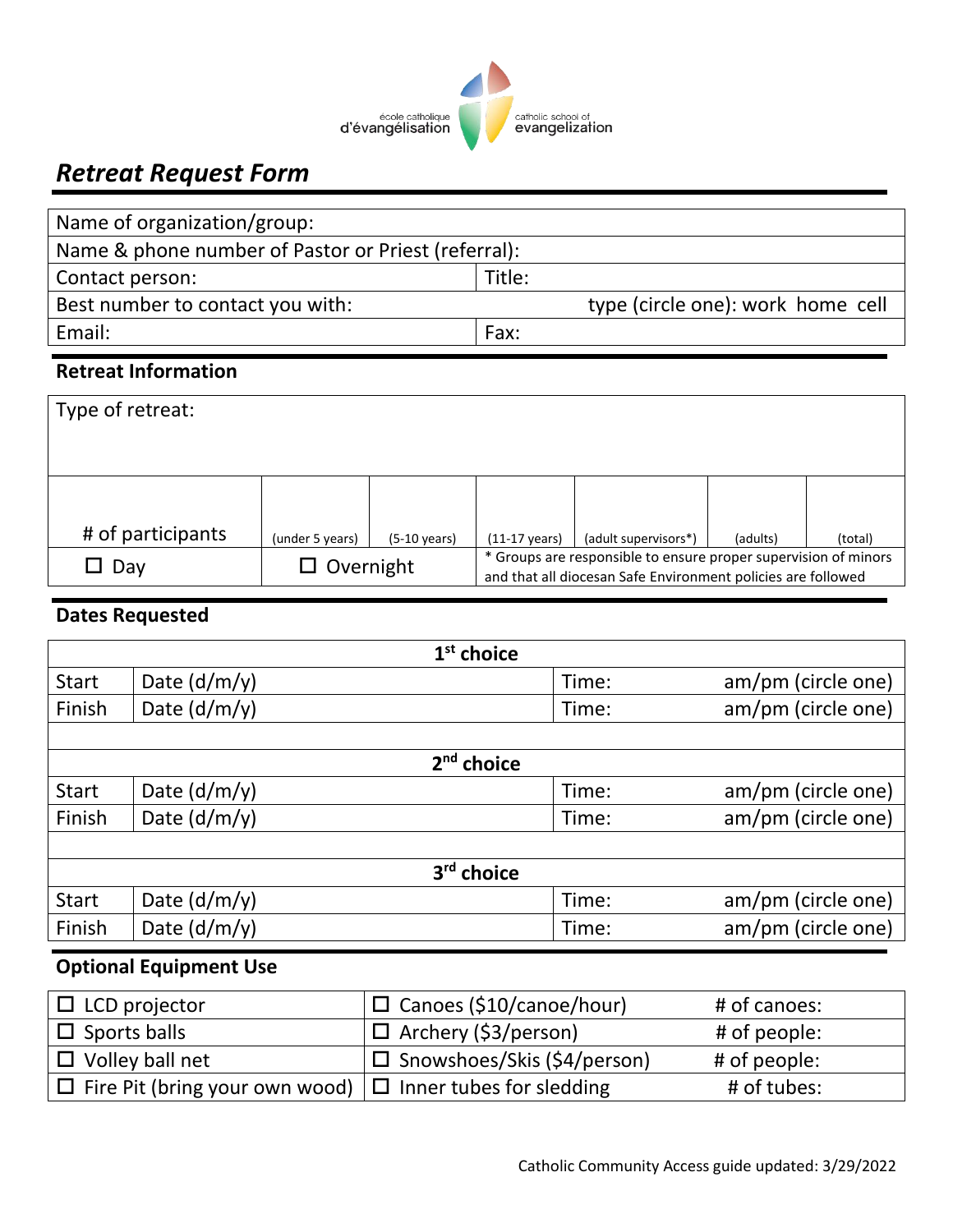école catholique d'évangélisation — catholic school of evangelization

## *Retreat Request Form*

| Name of organization/group: | |
|---|---|
| Name & phone number of Pastor or Priest (referral): | |
| Contact person: | Title: |
| Best number to contact you with: | type (circle one): work home cell |
| Email: | Fax: |

### Retreat Information

| Type of retreat: | | | | | | |
|---|---|---|---|---|---|---|
| # of participants | (under 5 years) | (5-10 years) | (11-17 years) | (adult supervisors*) | (adults) | (total) |
| ☐ Day | ☐ Overnight | | * Groups are responsible to ensure proper supervision of minors and that all diocesan Safe Environment policies are followed | | | |

### Dates Requested

| | 1st choice | | |
|---|---|---|---|
| Start | Date (d/m/y) | Time: | am/pm (circle one) |
| Finish | Date (d/m/y) | Time: | am/pm (circle one) |
| | | | |
| | **2nd choice** | | |
| Start | Date (d/m/y) | Time: | am/pm (circle one) |
| Finish | Date (d/m/y) | Time: | am/pm (circle one) |
| | | | |
| | **3rd choice** | | |
| Start | Date (d/m/y) | Time: | am/pm (circle one) |
| Finish | Date (d/m/y) | Time: | am/pm (circle one) |

### Optional Equipment Use

| ☐ LCD projector | ☐ Canoes ($10/canoe/hour) | # of canoes: |
|---|---|---|
| ☐ Sports balls | ☐ Archery ($3/person) | # of people: |
| ☐ Volley ball net | ☐ Snowshoes/Skis ($4/person) | # of people: |
| ☐ Fire Pit (bring your own wood) | ☐ Inner tubes for sledding | # of tubes: |

Catholic Community Access guide updated: 3/29/2022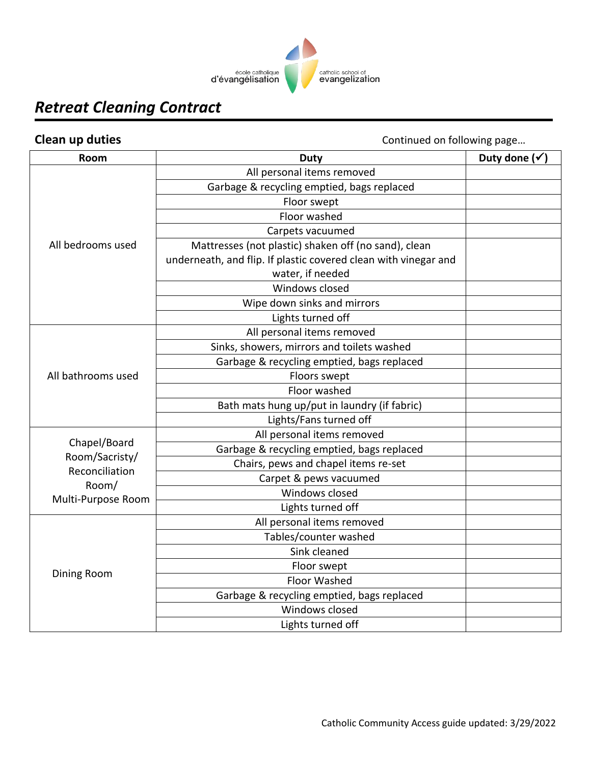école catholique d'évangélisation | catholic school of evangelization

# *Retreat Cleaning Contract*

**Clean up duties**

Continued on following page…

| Room | Duty | Duty done (✓) |
|---|---|---|
| All bedrooms used | All personal items removed | |
| | Garbage & recycling emptied, bags replaced | |
| | Floor swept | |
| | Floor washed | |
| | Carpets vacuumed | |
| | Mattresses (not plastic) shaken off (no sand), clean underneath, and flip. If plastic covered clean with vinegar and water, if needed | |
| | Windows closed | |
| | Wipe down sinks and mirrors | |
| | Lights turned off | |
| All bathrooms used | All personal items removed | |
| | Sinks, showers, mirrors and toilets washed | |
| | Garbage & recycling emptied, bags replaced | |
| | Floors swept | |
| | Floor washed | |
| | Bath mats hung up/put in laundry (if fabric) | |
| | Lights/Fans turned off | |
| Chapel/Board Room/Sacristy/ Reconciliation Room/ Multi-Purpose Room | All personal items removed | |
| | Garbage & recycling emptied, bags replaced | |
| | Chairs, pews and chapel items re-set | |
| | Carpet & pews vacuumed | |
| | Windows closed | |
| | Lights turned off | |
| Dining Room | All personal items removed | |
| | Tables/counter washed | |
| | Sink cleaned | |
| | Floor swept | |
| | Floor Washed | |
| | Garbage & recycling emptied, bags replaced | |
| | Windows closed | |
| | Lights turned off | |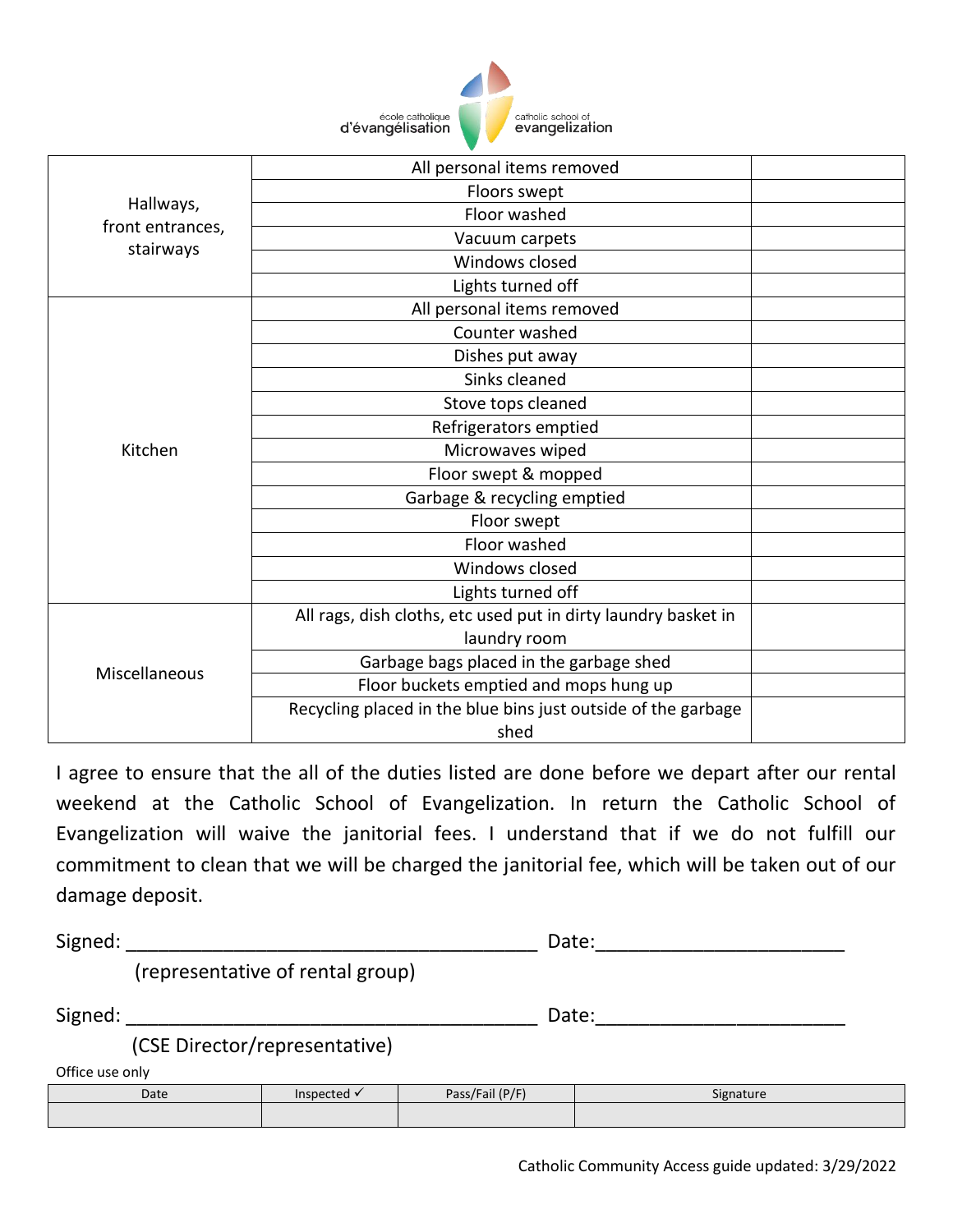école catholique d'évangélisation | catholic school of evangelization

| | | |
|---|---|---|
| Hallways, front entrances, stairways | All personal items removed | |
| | Floors swept | |
| | Floor washed | |
| | Vacuum carpets | |
| | Windows closed | |
| | Lights turned off | |
| Kitchen | All personal items removed | |
| | Counter washed | |
| | Dishes put away | |
| | Sinks cleaned | |
| | Stove tops cleaned | |
| | Refrigerators emptied | |
| | Microwaves wiped | |
| | Floor swept & mopped | |
| | Garbage & recycling emptied | |
| | Floor swept | |
| | Floor washed | |
| | Windows closed | |
| | Lights turned off | |
| Miscellaneous | All rags, dish cloths, etc used put in dirty laundry basket in laundry room | |
| | Garbage bags placed in the garbage shed | |
| | Floor buckets emptied and mops hung up | |
| | Recycling placed in the blue bins just outside of the garbage shed | |

I agree to ensure that the all of the duties listed are done before we depart after our rental weekend at the Catholic School of Evangelization. In return the Catholic School of Evangelization will waive the janitorial fees. I understand that if we do not fulfill our commitment to clean that we will be charged the janitorial fee, which will be taken out of our damage deposit.

Signed: ______________________________________ Date:______________________
(representative of rental group)

Signed: ______________________________________ Date:______________________
(CSE Director/representative)

Office use only

| Date | Inspected ✓ | Pass/Fail (P/F) | Signature |
|---|---|---|---|
| | | | |

Catholic Community Access guide updated: 3/29/2022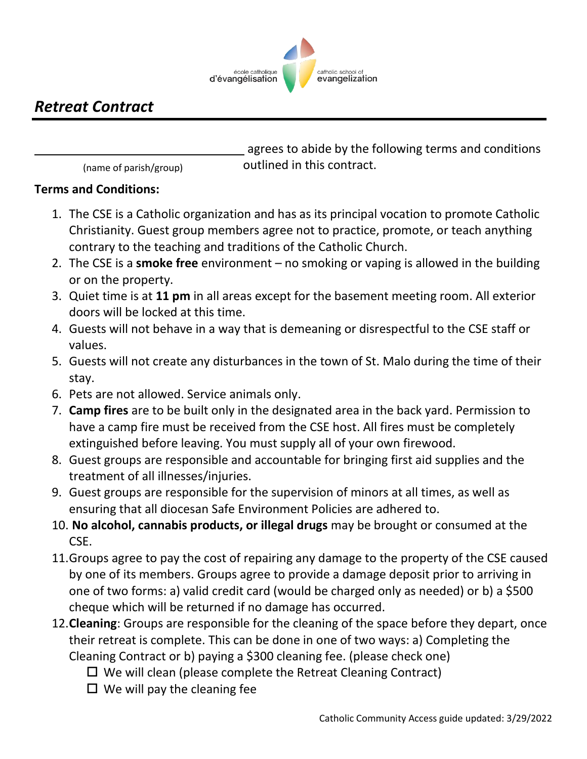école catholique d'évangélisation | catholic school of evangelization

## *Retreat Contract*

\_\_\_\_\_\_\_\_\_\_\_\_\_\_\_\_\_\_\_\_\_\_\_\_\_\_\_\_\_\_ agrees to abide by the following terms and conditions outlined in this contract.
(name of parish/group)

**Terms and Conditions:**

1. The CSE is a Catholic organization and has as its principal vocation to promote Catholic Christianity. Guest group members agree not to practice, promote, or teach anything contrary to the teaching and traditions of the Catholic Church.
2. The CSE is a **smoke free** environment – no smoking or vaping is allowed in the building or on the property.
3. Quiet time is at **11 pm** in all areas except for the basement meeting room. All exterior doors will be locked at this time.
4. Guests will not behave in a way that is demeaning or disrespectful to the CSE staff or values.
5. Guests will not create any disturbances in the town of St. Malo during the time of their stay.
6. Pets are not allowed. Service animals only.
7. **Camp fires** are to be built only in the designated area in the back yard. Permission to have a camp fire must be received from the CSE host. All fires must be completely extinguished before leaving. You must supply all of your own firewood.
8. Guest groups are responsible and accountable for bringing first aid supplies and the treatment of all illnesses/injuries.
9. Guest groups are responsible for the supervision of minors at all times, as well as ensuring that all diocesan Safe Environment Policies are adhered to.
10. **No alcohol, cannabis products, or illegal drugs** may be brought or consumed at the CSE.
11. Groups agree to pay the cost of repairing any damage to the property of the CSE caused by one of its members. Groups agree to provide a damage deposit prior to arriving in one of two forms: a) valid credit card (would be charged only as needed) or b) a $500 cheque which will be returned if no damage has occurred.
12. **Cleaning**: Groups are responsible for the cleaning of the space before they depart, once their retreat is complete. This can be done in one of two ways: a) Completing the Cleaning Contract or b) paying a $300 cleaning fee. (please check one)
    - ☐ We will clean (please complete the Retreat Cleaning Contract)
    - ☐ We will pay the cleaning fee

Catholic Community Access guide updated: 3/29/2022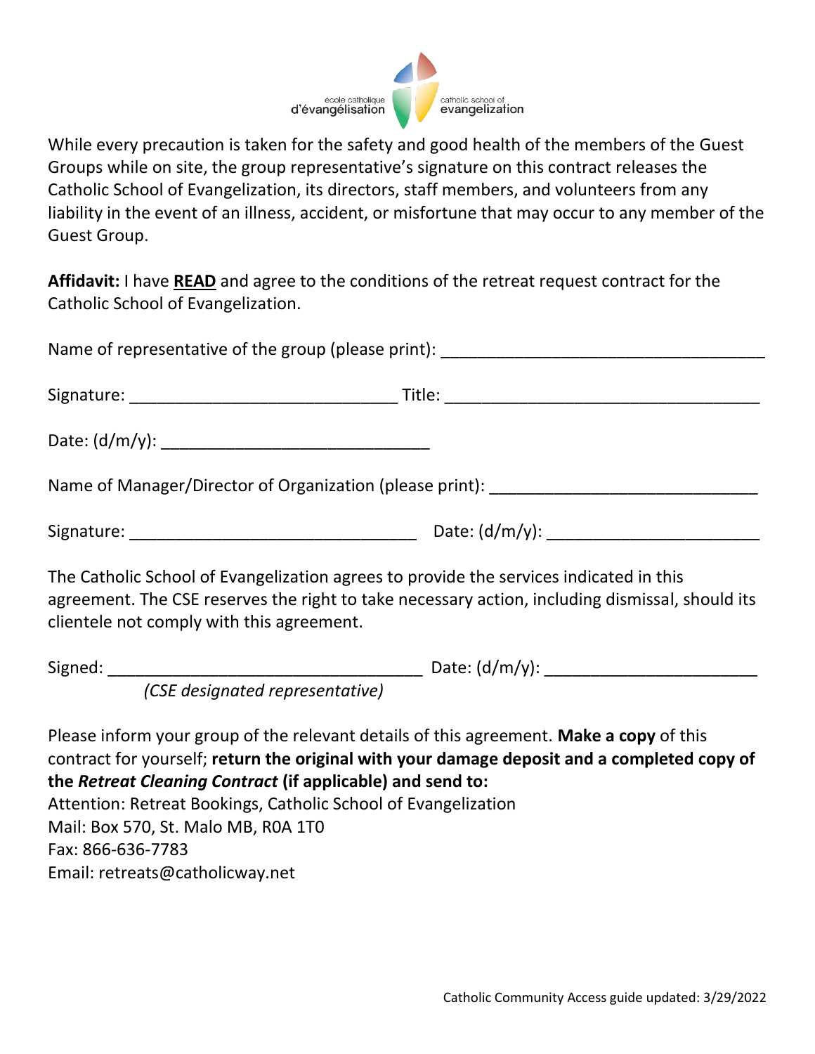école catholique d'évangélisation | catholic school of evangelization

While every precaution is taken for the safety and good health of the members of the Guest Groups while on site, the group representative's signature on this contract releases the Catholic School of Evangelization, its directors, staff members, and volunteers from any liability in the event of an illness, accident, or misfortune that may occur to any member of the Guest Group.

**Affidavit:** I have **READ** and agree to the conditions of the retreat request contract for the Catholic School of Evangelization.

Name of representative of the group (please print): ___________________________________

Signature: _____________________________ Title: __________________________________

Date: (d/m/y): _____________________________

Name of Manager/Director of Organization (please print): _____________________________

Signature: _______________________________ Date: (d/m/y): _______________________

The Catholic School of Evangelization agrees to provide the services indicated in this agreement. The CSE reserves the right to take necessary action, including dismissal, should its clientele not comply with this agreement.

Signed: __________________________________ Date: (d/m/y): _______________________
*(CSE designated representative)*

Please inform your group of the relevant details of this agreement. **Make a copy** of this contract for yourself; **return the original with your damage deposit and a completed copy of the *Retreat Cleaning Contract* (if applicable) and send to:**
Attention: Retreat Bookings, Catholic School of Evangelization
Mail: Box 570, St. Malo MB, R0A 1T0
Fax: 866-636-7783
Email: retreats@catholicway.net

Catholic Community Access guide updated: 3/29/2022